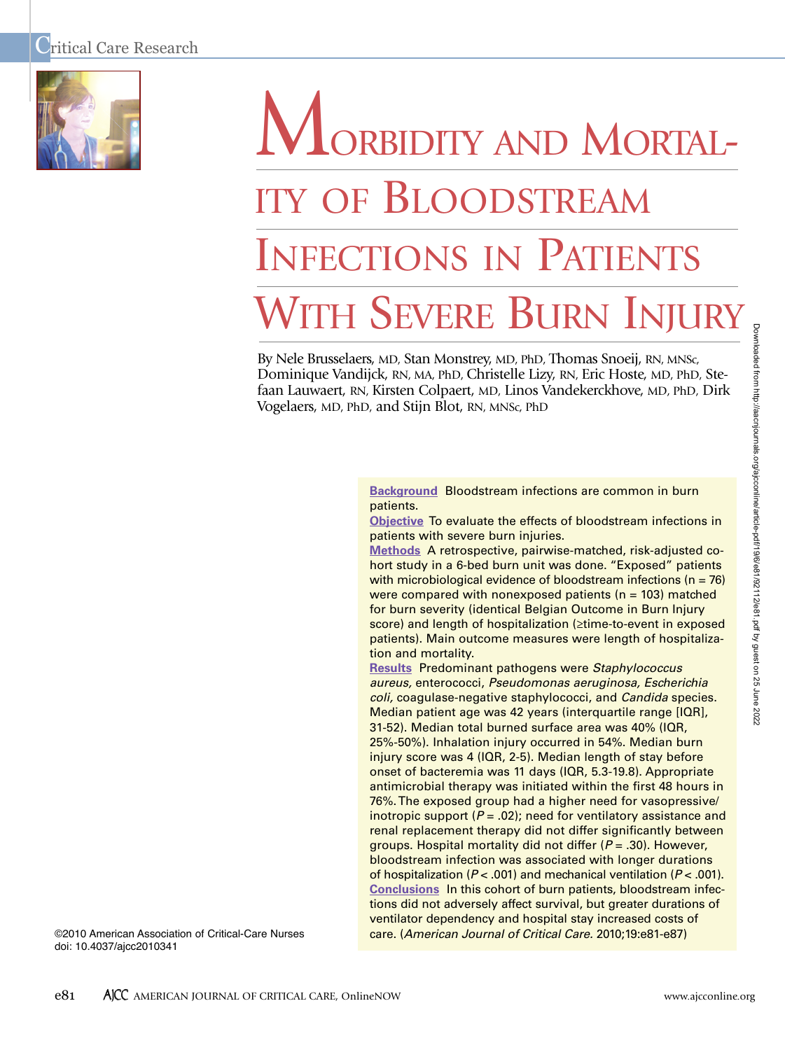# Morbidity and Mortality of Bloodstream Infections in Patients With Severe Burn Injury

By Nele Brusselaers, MD, Stan Monstrey, MD, PhD, Thomas Snoeij, RN, MNSc, Dominique Vandijck, RN, MA, PhD, Christelle Lizy, RN, Eric Hoste, MD, PhD, Stefaan Lauwaert, RN, Kirsten Colpaert, MD, Linos Vandekerckhove, MD, PhD, Dirk Vogelaers, MD, PhD, and Stijn Blot, RN, MNSc, PhD

**Background** Bloodstream infections are common in burn patients.

**Objective** To evaluate the effects of bloodstream infections in patients with severe burn injuries.

**Methods** A retrospective, pairwise-matched, risk-adjusted cohort study in a 6-bed burn unit was done. "Exposed" patients with microbiological evidence of bloodstream infections (n = 76) were compared with nonexposed patients (n = 103) matched for burn severity (identical Belgian Outcome in Burn Injury score) and length of hospitalization (≥time-to-event in exposed patients). Main outcome measures were length of hospitalization and mortality.

**Results** Predominant pathogens were *Staphylococcus aureus,* enterococci, *Pseudomonas aeruginosa, Escherichia coli,* coagulase-negative staphylococci, and *Candida* species. Median patient age was 42 years (interquartile range [IQR], 31-52). Median total burned surface area was 40% (IQR, 25%-50%). Inhalation injury occurred in 54%. Median burn injury score was 4 (IQR, 2-5). Median length of stay before onset of bacteremia was 11 days (IQR, 5.3-19.8). Appropriate antimicrobial therapy was initiated within the first 48 hours in 76%. The exposed group had a higher need for vasopressive/inotropic support ($P = .02$); need for ventilatory assistance and renal replacement therapy did not differ significantly between groups. Hospital mortality did not differ ($P = .30$). However, bloodstream infection was associated with longer durations of hospitalization ($P < .001$) and mechanical ventilation ($P < .001$).

**Conclusions** In this cohort of burn patients, bloodstream infections did not adversely affect survival, but greater durations of ventilator dependency and hospital stay increased costs of care. (*American Journal of Critical Care.* 2010;19:e81-e87)

©2010 American Association of Critical-Care Nurses
doi: 10.4037/ajcc2010341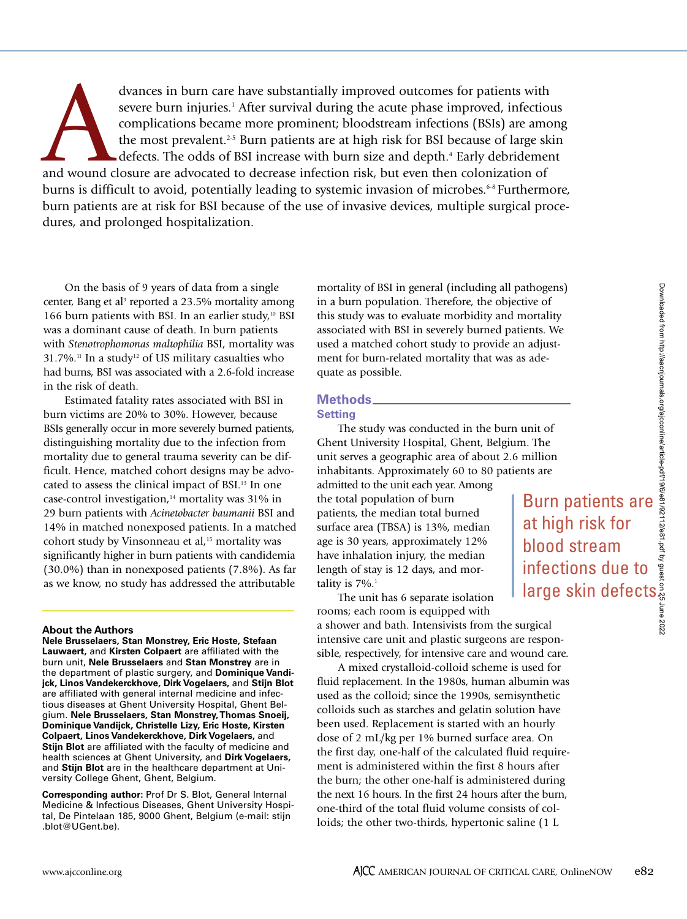Advances in burn care have substantially improved outcomes for patients with severe burn injuries.[1] After survival during the acute phase improved, infectious complications became more prominent; bloodstream infections (BSIs) are among the most prevalent.[2-5] Burn patients are at high risk for BSI because of large skin defects. The odds of BSI increase with burn size and depth.[4] Early debridement and wound closure are advocated to decrease infection risk, but even then colonization of burns is difficult to avoid, potentially leading to systemic invasion of microbes.[6-8] Furthermore, burn patients are at risk for BSI because of the use of invasive devices, multiple surgical procedures, and prolonged hospitalization.

On the basis of 9 years of data from a single center, Bang et al[9] reported a 23.5% mortality among 166 burn patients with BSI. In an earlier study,[10] BSI was a dominant cause of death. In burn patients with *Stenotrophomonas maltophilia* BSI, mortality was 31.7%.[11] In a study[12] of US military casualties who had burns, BSI was associated with a 2.6-fold increase in the risk of death.

Estimated fatality rates associated with BSI in burn victims are 20% to 30%. However, because BSIs generally occur in more severely burned patients, distinguishing mortality due to the infection from mortality due to general trauma severity can be difficult. Hence, matched cohort designs may be advocated to assess the clinical impact of BSI.[13] In one case-control investigation,[14] mortality was 31% in 29 burn patients with *Acinetobacter baumanii* BSI and 14% in matched nonexposed patients. In a matched cohort study by Vinsonneau et al,[15] mortality was significantly higher in burn patients with candidemia (30.0%) than in nonexposed patients (7.8%). As far as we know, no study has addressed the attributable mortality of BSI in general (including all pathogens) in a burn population. Therefore, the objective of this study was to evaluate morbidity and mortality associated with BSI in severely burned patients. We used a matched cohort study to provide an adjustment for burn-related mortality that was as adequate as possible.

**About the Authors**

**Nele Brusselaers, Stan Monstrey, Eric Hoste, Stefaan Lauwaert,** and **Kirsten Colpaert** are affiliated with the burn unit, **Nele Brusselaers** and **Stan Monstrey** are in the department of plastic surgery, and **Dominique Vandijck, Linos Vandekerckhove, Dirk Vogelaers,** and **Stijn Blot** are affiliated with general internal medicine and infectious diseases at Ghent University Hospital, Ghent Belgium. **Nele Brusselaers, Stan Monstrey, Thomas Snoeij, Dominique Vandijck, Christelle Lizy, Eric Hoste, Kirsten Colpaert, Linos Vandekerckhove, Dirk Vogelaers,** and **Stijn Blot** are affiliated with the faculty of medicine and health sciences at Ghent University, and **Dirk Vogelaers,** and **Stijn Blot** are in the healthcare department at University College Ghent, Ghent, Belgium.

**Corresponding author:** Prof Dr S. Blot, General Internal Medicine & Infectious Diseases, Ghent University Hospital, De Pintelaan 185, 9000 Ghent, Belgium (e-mail: stijn.blot@UGent.be).

## Methods

### Setting

The study was conducted in the burn unit of Ghent University Hospital, Ghent, Belgium. The unit serves a geographic area of about 2.6 million inhabitants. Approximately 60 to 80 patients are admitted to the unit each year. Among the total population of burn patients, the median total burned surface area (TBSA) is 13%, median age is 30 years, approximately 12% have inhalation injury, the median length of stay is 12 days, and mortality is 7%.[1]

> Burn patients are at high risk for blood stream infections due to large skin defects.

The unit has 6 separate isolation rooms; each room is equipped with a shower and bath. Intensivists from the surgical intensive care unit and plastic surgeons are responsible, respectively, for intensive care and wound care.

A mixed crystalloid-colloid scheme is used for fluid replacement. In the 1980s, human albumin was used as the colloid; since the 1990s, semisynthetic colloids such as starches and gelatin solution have been used. Replacement is started with an hourly dose of 2 mL/kg per 1% burned surface area. On the first day, one-half of the calculated fluid requirement is administered within the first 8 hours after the burn; the other one-half is administered during the next 16 hours. In the first 24 hours after the burn, one-third of the total fluid volume consists of colloids; the other two-thirds, hypertonic saline (1 L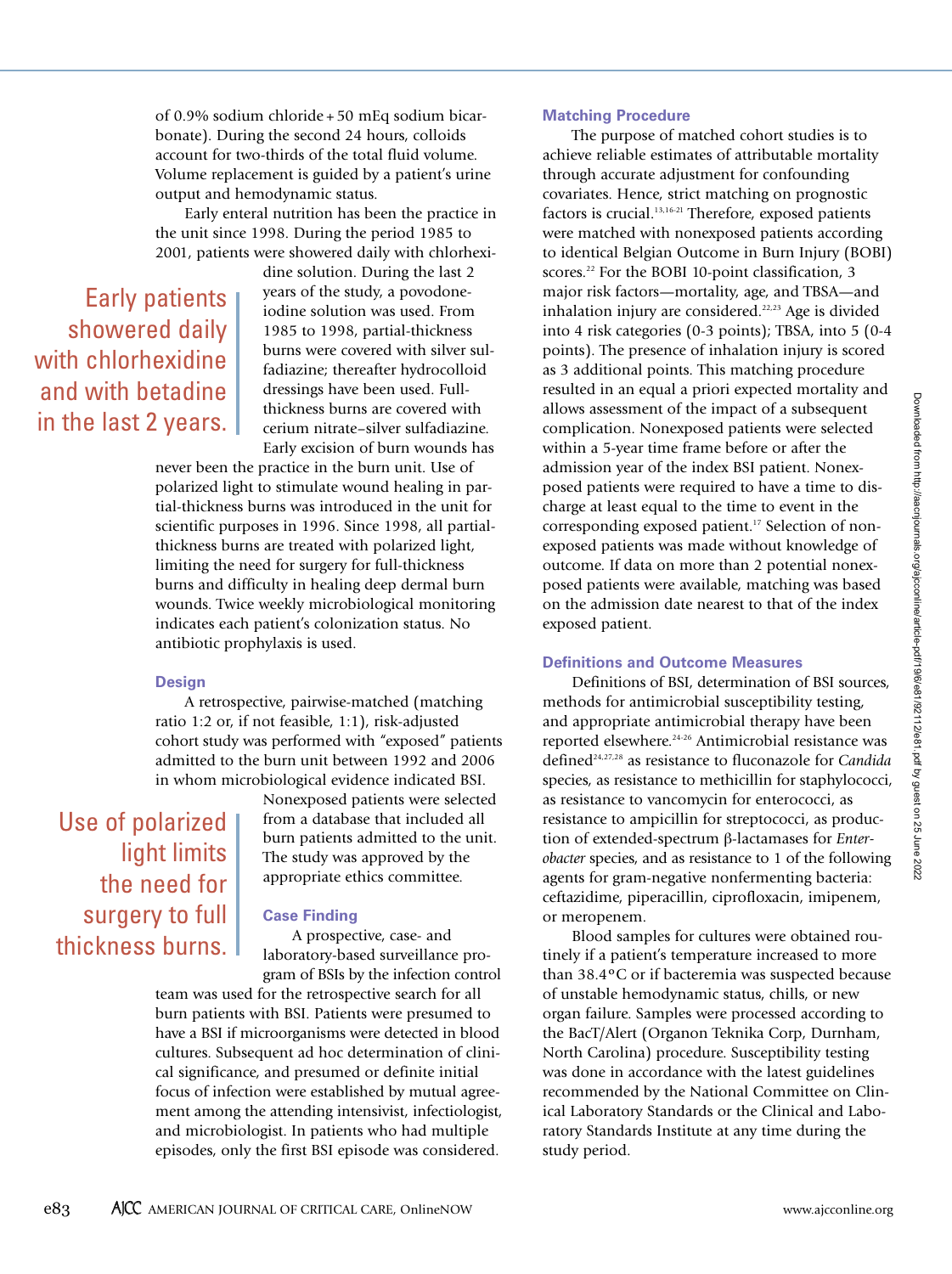of 0.9% sodium chloride + 50 mEq sodium bicarbonate). During the second 24 hours, colloids account for two-thirds of the total fluid volume. Volume replacement is guided by a patient's urine output and hemodynamic status.

Early enteral nutrition has been the practice in the unit since 1998. During the period 1985 to 2001, patients were showered daily with chlorhexidine solution. During the last 2 years of the study, a povodone-iodine solution was used. From 1985 to 1998, partial-thickness burns were covered with silver sulfadiazine; thereafter hydrocolloid dressings have been used. Full-thickness burns are covered with cerium nitrate–silver sulfadiazine. Early excision of burn wounds has never been the practice in the burn unit. Use of polarized light to stimulate wound healing in partial-thickness burns was introduced in the unit for scientific purposes in 1996. Since 1998, all partial-thickness burns are treated with polarized light, limiting the need for surgery for full-thickness burns and difficulty in healing deep dermal burn wounds. Twice weekly microbiological monitoring indicates each patient's colonization status. No antibiotic prophylaxis is used.

> Early patients showered daily with chlorhexidine and with betadine in the last 2 years.

### Design

A retrospective, pairwise-matched (matching ratio 1:2 or, if not feasible, 1:1), risk-adjusted cohort study was performed with "exposed" patients admitted to the burn unit between 1992 and 2006 in whom microbiological evidence indicated BSI. Nonexposed patients were selected from a database that included all burn patients admitted to the unit. The study was approved by the appropriate ethics committee.

> Use of polarized light limits the need for surgery to full thickness burns.

### Case Finding

A prospective, case- and laboratory-based surveillance program of BSIs by the infection control team was used for the retrospective search for all burn patients with BSI. Patients were presumed to have a BSI if microorganisms were detected in blood cultures. Subsequent ad hoc determination of clinical significance, and presumed or definite initial focus of infection were established by mutual agreement among the attending intensivist, infectiologist, and microbiologist. In patients who had multiple episodes, only the first BSI episode was considered.

### Matching Procedure

The purpose of matched cohort studies is to achieve reliable estimates of attributable mortality through accurate adjustment for confounding covariates. Hence, strict matching on prognostic factors is crucial.[13,16-21] Therefore, exposed patients were matched with nonexposed patients according to identical Belgian Outcome in Burn Injury (BOBI) scores.[22] For the BOBI 10-point classification, 3 major risk factors—mortality, age, and TBSA—and inhalation injury are considered.[22,23] Age is divided into 4 risk categories (0-3 points); TBSA, into 5 (0-4 points). The presence of inhalation injury is scored as 3 additional points. This matching procedure resulted in an equal a priori expected mortality and allows assessment of the impact of a subsequent complication. Nonexposed patients were selected within a 5-year time frame before or after the admission year of the index BSI patient. Nonexposed patients were required to have a time to discharge at least equal to the time to event in the corresponding exposed patient.[17] Selection of nonexposed patients was made without knowledge of outcome. If data on more than 2 potential nonexposed patients were available, matching was based on the admission date nearest to that of the index exposed patient.

### Definitions and Outcome Measures

Definitions of BSI, determination of BSI sources, methods for antimicrobial susceptibility testing, and appropriate antimicrobial therapy have been reported elsewhere.[24-26] Antimicrobial resistance was defined[24,27,28] as resistance to fluconazole for *Candida* species, as resistance to methicillin for staphylococci, as resistance to vancomycin for enterococci, as resistance to ampicillin for streptococci, as production of extended-spectrum β-lactamases for *Enterobacter* species, and as resistance to 1 of the following agents for gram-negative nonfermenting bacteria: ceftazidime, piperacillin, ciprofloxacin, imipenem, or meropenem.

Blood samples for cultures were obtained routinely if a patient's temperature increased to more than 38.4°C or if bacteremia was suspected because of unstable hemodynamic status, chills, or new organ failure. Samples were processed according to the BacT/Alert (Organon Teknika Corp, Durnham, North Carolina) procedure. Susceptibility testing was done in accordance with the latest guidelines recommended by the National Committee on Clinical Laboratory Standards or the Clinical and Laboratory Standards Institute at any time during the study period.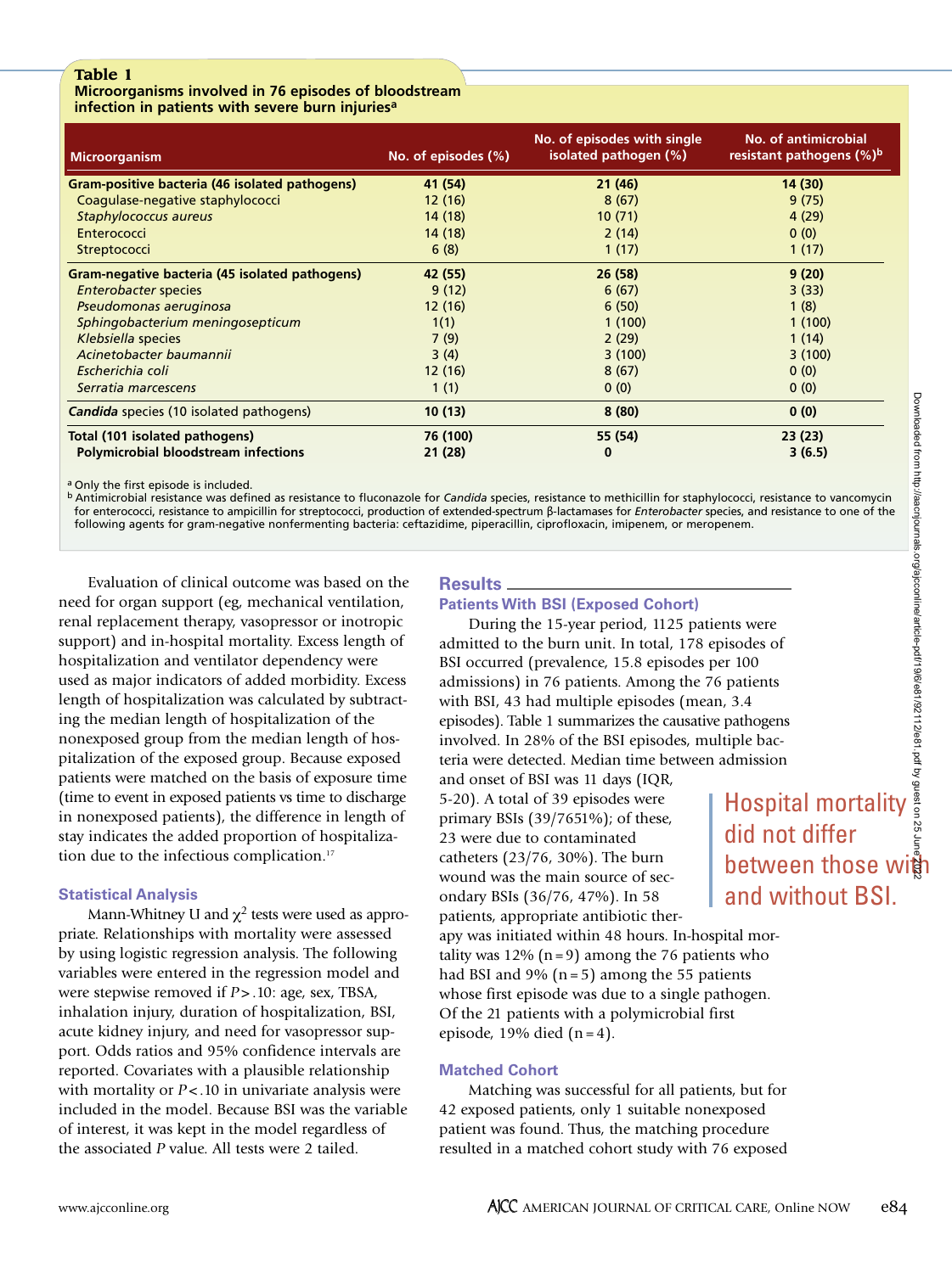**Table 1**
**Microorganisms involved in 76 episodes of bloodstream infection in patients with severe burn injuries[a]**

| Microorganism | No. of episodes (%) | No. of episodes with single isolated pathogen (%) | No. of antimicrobial resistant pathogens (%)[b] |
|---|---|---|---|
| **Gram-positive bacteria (46 isolated pathogens)** | **41 (54)** | **21 (46)** | **14 (30)** |
| Coagulase-negative staphylococci | 12 (16) | 8 (67) | 9 (75) |
| *Staphylococcus aureus* | 14 (18) | 10 (71) | 4 (29) |
| Enterococci | 14 (18) | 2 (14) | 0 (0) |
| Streptococci | 6 (8) | 1 (17) | 1 (17) |
| **Gram-negative bacteria (45 isolated pathogens)** | **42 (55)** | **26 (58)** | **9 (20)** |
| *Enterobacter* species | 9 (12) | 6 (67) | 3 (33) |
| *Pseudomonas aeruginosa* | 12 (16) | 6 (50) | 1 (8) |
| *Sphingobacterium meningosepticum* | 1(1) | 1 (100) | 1 (100) |
| *Klebsiella* species | 7 (9) | 2 (29) | 1 (14) |
| *Acinetobacter baumannii* | 3 (4) | 3 (100) | 3 (100) |
| *Escherichia coli* | 12 (16) | 8 (67) | 0 (0) |
| *Serratia marcescens* | 1 (1) | 0 (0) | 0 (0) |
| ***Candida*** **species (10 isolated pathogens)** | **10 (13)** | **8 (80)** | **0 (0)** |
| **Total (101 isolated pathogens)** | **76 (100)** | **55 (54)** | **23 (23)** |
| **Polymicrobial bloodstream infections** | **21 (28)** | **0** | **3 (6.5)** |

[a] Only the first episode is included.
[b] Antimicrobial resistance was defined as resistance to fluconazole for *Candida* species, resistance to methicillin for staphylococci, resistance to vancomycin for enterococci, resistance to ampicillin for streptococci, production of extended-spectrum β-lactamases for *Enterobacter* species, and resistance to one of the following agents for gram-negative nonfermenting bacteria: ceftazidime, piperacillin, ciprofloxacin, imipenem, or meropenem.

Evaluation of clinical outcome was based on the need for organ support (eg, mechanical ventilation, renal replacement therapy, vasopressor or inotropic support) and in-hospital mortality. Excess length of hospitalization and ventilator dependency were used as major indicators of added morbidity. Excess length of hospitalization was calculated by subtracting the median length of hospitalization of the nonexposed group from the median length of hospitalization of the exposed group. Because exposed patients were matched on the basis of exposure time (time to event in exposed patients vs time to discharge in nonexposed patients), the difference in length of stay indicates the added proportion of hospitalization due to the infectious complication.[17]

### Statistical Analysis

Mann-Whitney U and $\chi^2$ tests were used as appropriate. Relationships with mortality were assessed by using logistic regression analysis. The following variables were entered in the regression model and were stepwise removed if $P > .10$: age, sex, TBSA, inhalation injury, duration of hospitalization, BSI, acute kidney injury, and need for vasopressor support. Odds ratios and 95% confidence intervals are reported. Covariates with a plausible relationship with mortality or $P < .10$ in univariate analysis were included in the model. Because BSI was the variable of interest, it was kept in the model regardless of the associated $P$ value. All tests were 2 tailed.

## Results

### Patients With BSI (Exposed Cohort)

During the 15-year period, 1125 patients were admitted to the burn unit. In total, 178 episodes of BSI occurred (prevalence, 15.8 episodes per 100 admissions) in 76 patients. Among the 76 patients with BSI, 43 had multiple episodes (mean, 3.4 episodes). Table 1 summarizes the causative pathogens involved. In 28% of the BSI episodes, multiple bacteria were detected. Median time between admission and onset of BSI was 11 days (IQR, 5-20). A total of 39 episodes were primary BSIs (39/7651%); of these, 23 were due to contaminated catheters (23/76, 30%). The burn wound was the main source of secondary BSIs (36/76, 47%). In 58 patients, appropriate antibiotic therapy was initiated within 48 hours. In-hospital mortality was 12% (n = 9) among the 76 patients who had BSI and 9% (n = 5) among the 55 patients whose first episode was due to a single pathogen. Of the 21 patients with a polymicrobial first episode, 19% died (n = 4).

> Hospital mortality did not differ between those with and without BSI.

### Matched Cohort

Matching was successful for all patients, but for 42 exposed patients, only 1 suitable nonexposed patient was found. Thus, the matching procedure resulted in a matched cohort study with 76 exposed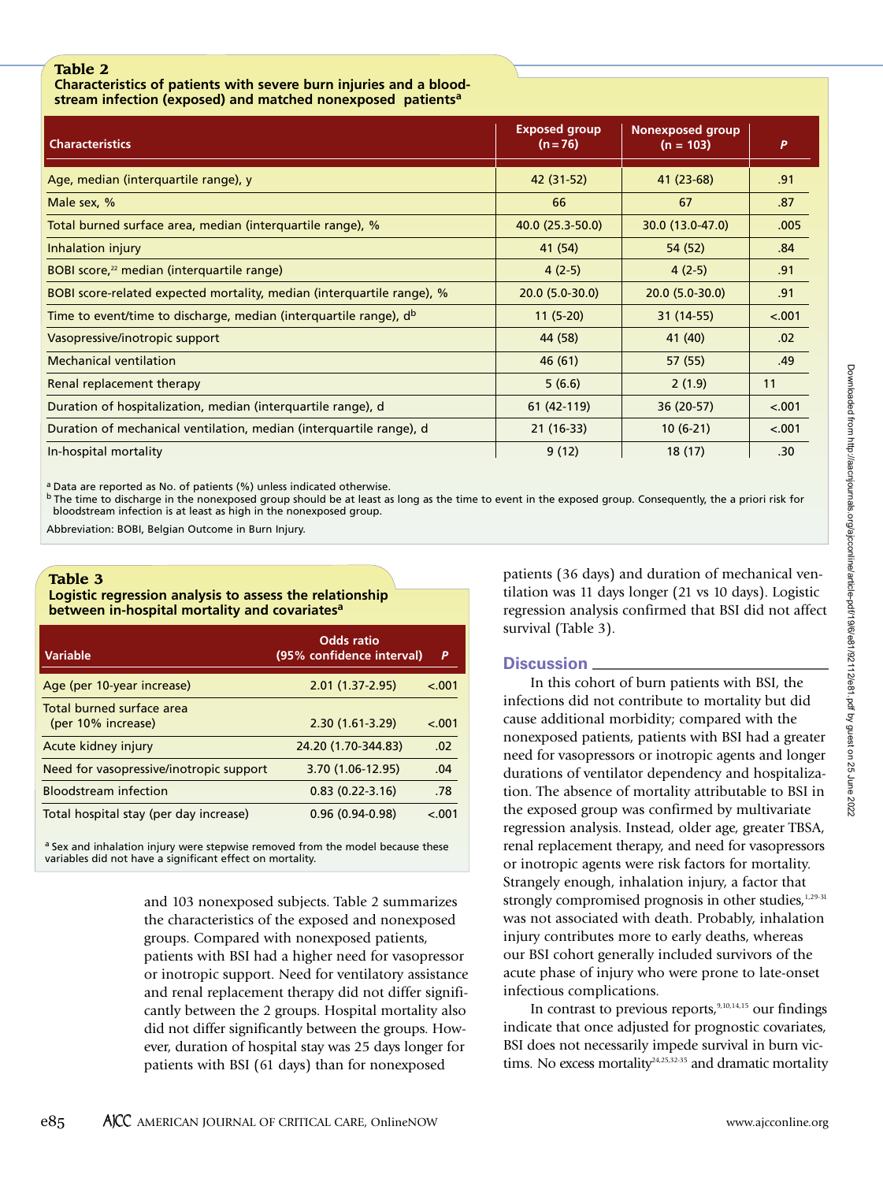**Table 2**
**Characteristics of patients with severe burn injuries and a bloodstream infection (exposed) and matched nonexposed patients[a]**

| Characteristics | Exposed group (n = 76) | Nonexposed group (n = 103) | P |
|---|---|---|---|
| Age, median (interquartile range), y | 42 (31-52) | 41 (23-68) | .91 |
| Male sex, % | 66 | 67 | .87 |
| Total burned surface area, median (interquartile range), % | 40.0 (25.3-50.0) | 30.0 (13.0-47.0) | .005 |
| Inhalation injury | 41 (54) | 54 (52) | .84 |
| BOBI score,[22] median (interquartile range) | 4 (2-5) | 4 (2-5) | .91 |
| BOBI score-related expected mortality, median (interquartile range), % | 20.0 (5.0-30.0) | 20.0 (5.0-30.0) | .91 |
| Time to event/time to discharge, median (interquartile range), d[b] | 11 (5-20) | 31 (14-55) | <.001 |
| Vasopressive/inotropic support | 44 (58) | 41 (40) | .02 |
| Mechanical ventilation | 46 (61) | 57 (55) | .49 |
| Renal replacement therapy | 5 (6.6) | 2 (1.9) | 11 |
| Duration of hospitalization, median (interquartile range), d | 61 (42-119) | 36 (20-57) | <.001 |
| Duration of mechanical ventilation, median (interquartile range), d | 21 (16-33) | 10 (6-21) | <.001 |
| In-hospital mortality | 9 (12) | 18 (17) | .30 |

[a] Data are reported as No. of patients (%) unless indicated otherwise.
[b] The time to discharge in the nonexposed group should be at least as long as the time to event in the exposed group. Consequently, the a priori risk for bloodstream infection is at least as high in the nonexposed group.

Abbreviation: BOBI, Belgian Outcome in Burn Injury.

**Table 3**
**Logistic regression analysis to assess the relationship between in-hospital mortality and covariates[a]**

| Variable | Odds ratio (95% confidence interval) | P |
|---|---|---|
| Age (per 10-year increase) | 2.01 (1.37-2.95) | <.001 |
| Total burned surface area (per 10% increase) | 2.30 (1.61-3.29) | <.001 |
| Acute kidney injury | 24.20 (1.70-344.83) | .02 |
| Need for vasopressive/inotropic support | 3.70 (1.06-12.95) | .04 |
| Bloodstream infection | 0.83 (0.22-3.16) | .78 |
| Total hospital stay (per day increase) | 0.96 (0.94-0.98) | <.001 |

[a] Sex and inhalation injury were stepwise removed from the model because these variables did not have a significant effect on mortality.

and 103 nonexposed subjects. Table 2 summarizes the characteristics of the exposed and nonexposed groups. Compared with nonexposed patients, patients with BSI had a higher need for vasopressor or inotropic support. Need for ventilatory assistance and renal replacement therapy did not differ significantly between the 2 groups. Hospital mortality also did not differ significantly between the groups. However, duration of hospital stay was 25 days longer for patients with BSI (61 days) than for nonexposed patients (36 days) and duration of mechanical ventilation was 11 days longer (21 vs 10 days). Logistic regression analysis confirmed that BSI did not affect survival (Table 3).

## Discussion

In this cohort of burn patients with BSI, the infections did not contribute to mortality but did cause additional morbidity; compared with the nonexposed patients, patients with BSI had a greater need for vasopressors or inotropic agents and longer durations of ventilator dependency and hospitalization. The absence of mortality attributable to BSI in the exposed group was confirmed by multivariate regression analysis. Instead, older age, greater TBSA, renal replacement therapy, and need for vasopressors or inotropic agents were risk factors for mortality. Strangely enough, inhalation injury, a factor that strongly compromised prognosis in other studies,[1,29-31] was not associated with death. Probably, inhalation injury contributes more to early deaths, whereas our BSI cohort generally included survivors of the acute phase of injury who were prone to late-onset infectious complications.

In contrast to previous reports,[9,10,14,15] our findings indicate that once adjusted for prognostic covariates, BSI does not necessarily impede survival in burn victims. No excess mortality[24,25,32-35] and dramatic mortality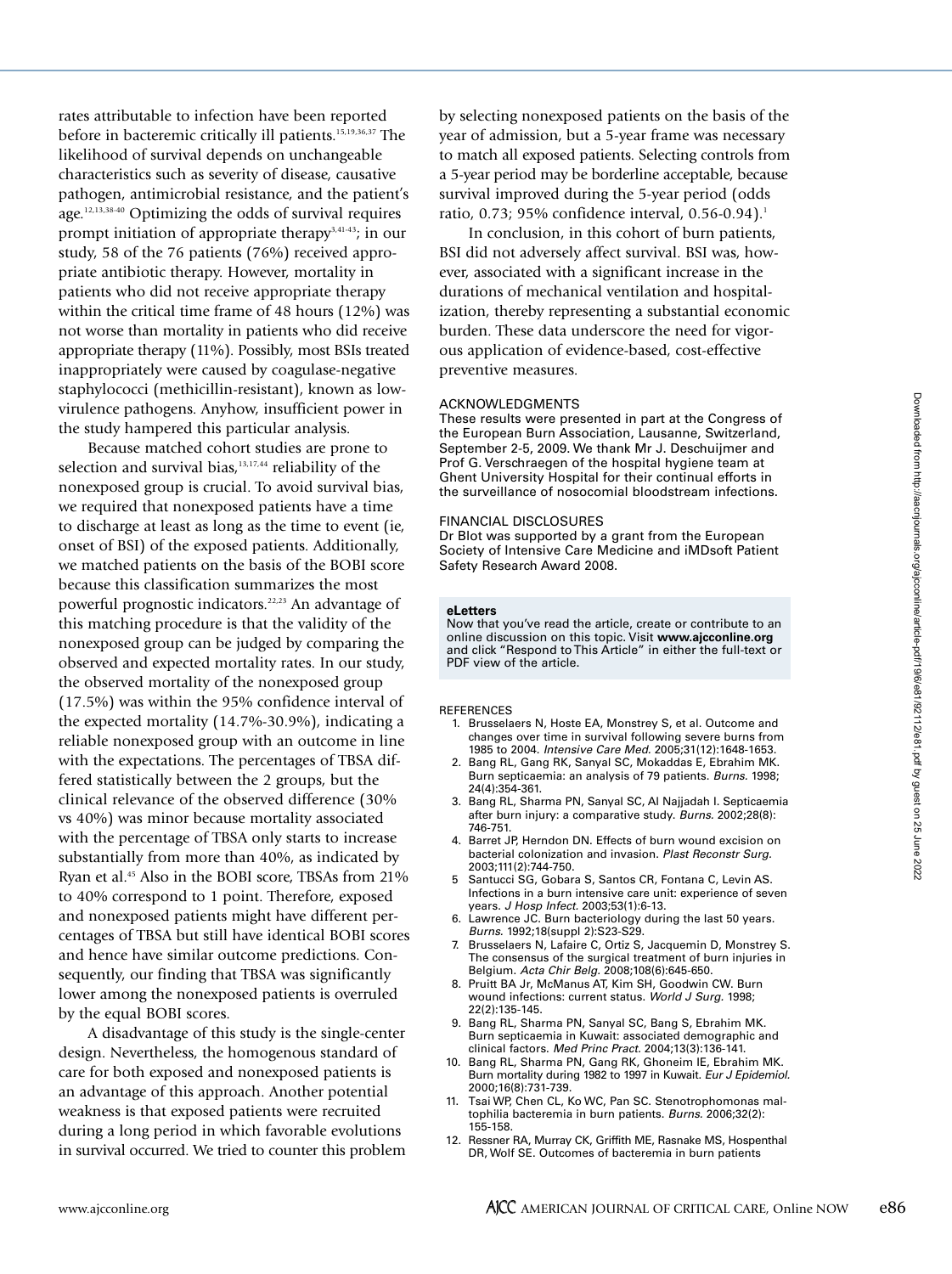rates attributable to infection have been reported before in bacteremic critically ill patients.[15,19,36,37] The likelihood of survival depends on unchangeable characteristics such as severity of disease, causative pathogen, antimicrobial resistance, and the patient's age.[12,13,38-40] Optimizing the odds of survival requires prompt initiation of appropriate therapy[3,41-43]; in our study, 58 of the 76 patients (76%) received appropriate antibiotic therapy. However, mortality in patients who did not receive appropriate therapy within the critical time frame of 48 hours (12%) was not worse than mortality in patients who did receive appropriate therapy (11%). Possibly, most BSIs treated inappropriately were caused by coagulase-negative staphylococci (methicillin-resistant), known as low-virulence pathogens. Anyhow, insufficient power in the study hampered this particular analysis.

Because matched cohort studies are prone to selection and survival bias,[13,17,44] reliability of the nonexposed group is crucial. To avoid survival bias, we required that nonexposed patients have a time to discharge at least as long as the time to event (ie, onset of BSI) of the exposed patients. Additionally, we matched patients on the basis of the BOBI score because this classification summarizes the most powerful prognostic indicators.[22,23] An advantage of this matching procedure is that the validity of the nonexposed group can be judged by comparing the observed and expected mortality rates. In our study, the observed mortality of the nonexposed group (17.5%) was within the 95% confidence interval of the expected mortality (14.7%-30.9%), indicating a reliable nonexposed group with an outcome in line with the expectations. The percentages of TBSA differed statistically between the 2 groups, but the clinical relevance of the observed difference (30% vs 40%) was minor because mortality associated with the percentage of TBSA only starts to increase substantially from more than 40%, as indicated by Ryan et al.[45] Also in the BOBI score, TBSAs from 21% to 40% correspond to 1 point. Therefore, exposed and nonexposed patients might have different percentages of TBSA but still have identical BOBI scores and hence have similar outcome predictions. Consequently, our finding that TBSA was significantly lower among the nonexposed patients is overruled by the equal BOBI scores.

A disadvantage of this study is the single-center design. Nevertheless, the homogenous standard of care for both exposed and nonexposed patients is an advantage of this approach. Another potential weakness is that exposed patients were recruited during a long period in which favorable evolutions in survival occurred. We tried to counter this problem by selecting nonexposed patients on the basis of the year of admission, but a 5-year frame was necessary to match all exposed patients. Selecting controls from a 5-year period may be borderline acceptable, because survival improved during the 5-year period (odds ratio, 0.73; 95% confidence interval, 0.56-0.94).[1]

In conclusion, in this cohort of burn patients, BSI did not adversely affect survival. BSI was, however, associated with a significant increase in the durations of mechanical ventilation and hospitalization, thereby representing a substantial economic burden. These data underscore the need for vigorous application of evidence-based, cost-effective preventive measures.

## ACKNOWLEDGMENTS

These results were presented in part at the Congress of the European Burn Association, Lausanne, Switzerland, September 2-5, 2009. We thank Mr J. Deschuijmer and Prof G. Verschraegen of the hospital hygiene team at Ghent University Hospital for their continual efforts in the surveillance of nosocomial bloodstream infections.

## FINANCIAL DISCLOSURES

Dr Blot was supported by a grant from the European Society of Intensive Care Medicine and iMDsoft Patient Safety Research Award 2008.

**eLetters**
Now that you've read the article, create or contribute to an online discussion on this topic. Visit **www.ajcconline.org** and click "Respond to This Article" in either the full-text or PDF view of the article.

## REFERENCES

1. Brusselaers N, Hoste EA, Monstrey S, et al. Outcome and changes over time in survival following severe burns from 1985 to 2004. *Intensive Care Med*. 2005;31(12):1648-1653.
2. Bang RL, Gang RK, Sanyal SC, Mokaddas E, Ebrahim MK. Burn septicaemia: an analysis of 79 patients. *Burns*. 1998; 24(4):354-361.
3. Bang RL, Sharma PN, Sanyal SC, Al Najjadah I. Septicaemia after burn injury: a comparative study. *Burns*. 2002;28(8): 746-751.
4. Barret JP, Herndon DN. Effects of burn wound excision on bacterial colonization and invasion. *Plast Reconstr Surg*. 2003;111(2):744-750.
5. Santucci SG, Gobara S, Santos CR, Fontana C, Levin AS. Infections in a burn intensive care unit: experience of seven years. *J Hosp Infect*. 2003;53(1):6-13.
6. Lawrence JC. Burn bacteriology during the last 50 years. *Burns*. 1992;18(suppl 2):S23-S29.
7. Brusselaers N, Lafaire C, Ortiz S, Jacquemin D, Monstrey S. The consensus of the surgical treatment of burn injuries in Belgium. *Acta Chir Belg*. 2008;108(6):645-650.
8. Pruitt BA Jr, McManus AT, Kim SH, Goodwin CW. Burn wound infections: current status. *World J Surg*. 1998; 22(2):135-145.
9. Bang RL, Sharma PN, Sanyal SC, Bang S, Ebrahim MK. Burn septicaemia in Kuwait: associated demographic and clinical factors. *Med Princ Pract*. 2004;13(3):136-141.
10. Bang RL, Sharma PN, Gang RK, Ghoneim IE, Ebrahim MK. Burn mortality during 1982 to 1997 in Kuwait. *Eur J Epidemiol*. 2000;16(8):731-739.
11. Tsai WP, Chen CL, Ko WC, Pan SC. Stenotrophomonas maltophilia bacteremia in burn patients. *Burns*. 2006;32(2): 155-158.
12. Ressner RA, Murray CK, Griffith ME, Rasnake MS, Hospenthal DR, Wolf SE. Outcomes of bacteremia in burn patients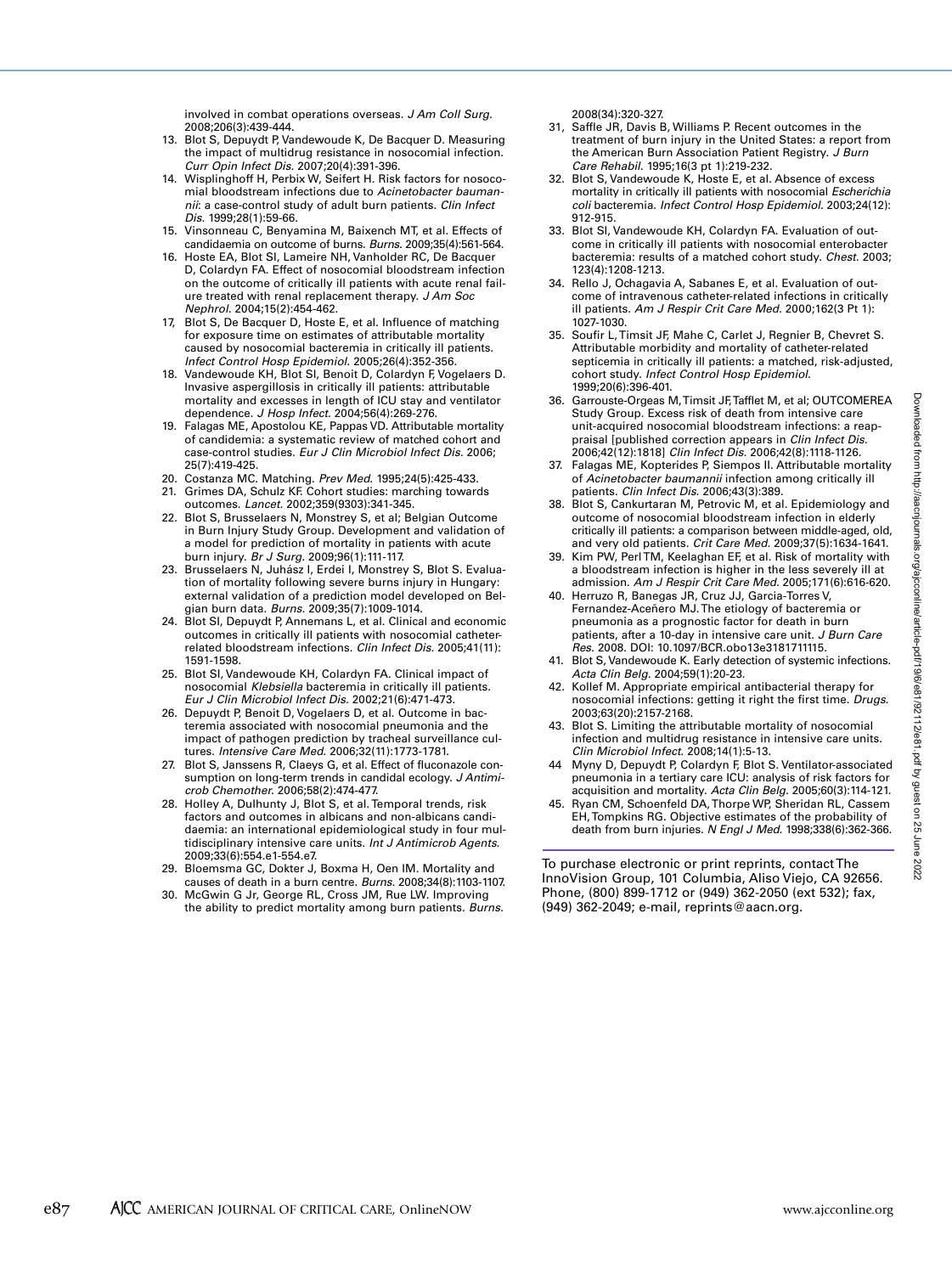involved in combat operations overseas. *J Am Coll Surg.* 2008;206(3):439-444.

13. Blot S, Depuydt P, Vandewoude K, De Bacquer D. Measuring the impact of multidrug resistance in nosocomial infection. *Curr Opin Infect Dis.* 2007;20(4):391-396.
14. Wisplinghoff H, Perbix W, Seifert H. Risk factors for nosocomial bloodstream infections due to *Acinetobacter baumannii*: a case-control study of adult burn patients. *Clin Infect Dis.* 1999;28(1):59-66.
15. Vinsonneau C, Benyamina M, Baixench MT, et al. Effects of candidaemia on outcome of burns. *Burns.* 2009;35(4):561-564.
16. Hoste EA, Blot SI, Lameire NH, Vanholder RC, De Bacquer D, Colardyn FA. Effect of nosocomial bloodstream infection on the outcome of critically ill patients with acute renal failure treated with renal replacement therapy. *J Am Soc Nephrol.* 2004;15(2):454-462.
17. Blot S, De Bacquer D, Hoste E, et al. Influence of matching for exposure time on estimates of attributable mortality caused by nosocomial bacteremia in critically ill patients. *Infect Control Hosp Epidemiol.* 2005;26(4):352-356.
18. Vandewoude KH, Blot SI, Benoit D, Colardyn F, Vogelaers D. Invasive aspergillosis in critically ill patients: attributable mortality and excesses in length of ICU stay and ventilator dependence. *J Hosp Infect.* 2004;56(4):269-276.
19. Falagas ME, Apostolou KE, Pappas VD. Attributable mortality of candidemia: a systematic review of matched cohort and case-control studies. *Eur J Clin Microbiol Infect Dis.* 2006; 25(7):419-425.
20. Costanza MC. Matching. *Prev Med.* 1995;24(5):425-433.
21. Grimes DA, Schulz KF. Cohort studies: marching towards outcomes. *Lancet.* 2002;359(9303):341-345.
22. Blot S, Brusselaers N, Monstrey S, et al; Belgian Outcome in Burn Injury Study Group. Development and validation of a model for prediction of mortality in patients with acute burn injury. *Br J Surg.* 2009;96(1):111-117.
23. Brusselaers N, Juhász I, Erdei I, Monstrey S, Blot S. Evaluation of mortality following severe burns injury in Hungary: external validation of a prediction model developed on Belgian burn data. *Burns.* 2009;35(7):1009-1014.
24. Blot SI, Depuydt P, Annemans L, et al. Clinical and economic outcomes in critically ill patients with nosocomial catheter-related bloodstream infections. *Clin Infect Dis.* 2005;41(11): 1591-1598.
25. Blot SI, Vandewoude KH, Colardyn FA. Clinical impact of nosocomial *Klebsiella* bacteremia in critically ill patients. *Eur J Clin Microbiol Infect Dis.* 2002;21(6):471-473.
26. Depuydt P, Benoit D, Vogelaers D, et al. Outcome in bacteremia associated with nosocomial pneumonia and the impact of pathogen prediction by tracheal surveillance cultures. *Intensive Care Med.* 2006;32(11):1773-1781.
27. Blot S, Janssens R, Claeys G, et al. Effect of fluconazole consumption on long-term trends in candidal ecology. *J Antimicrob Chemother.* 2006;58(2):474-477.
28. Holley A, Dulhunty J, Blot S, et al. Temporal trends, risk factors and outcomes in albicans and non-albicans candidaemia: an international epidemiological study in four multidisciplinary intensive care units. *Int J Antimicrob Agents.* 2009;33(6):554.e1-554.e7.
29. Bloemsma GC, Dokter J, Boxma H, Oen IM. Mortality and causes of death in a burn centre. *Burns.* 2008;34(8):1103-1107.
30. McGwin G Jr, George RL, Cross JM, Rue LW. Improving the ability to predict mortality among burn patients. *Burns.* 2008(34):320-327.
31. Saffle JR, Davis B, Williams P. Recent outcomes in the treatment of burn injury in the United States: a report from the American Burn Association Patient Registry. *J Burn Care Rehabil.* 1995;16(3 pt 1):219-232.
32. Blot S, Vandewoude K, Hoste E, et al. Absence of excess mortality in critically ill patients with nosocomial *Escherichia coli* bacteremia. *Infect Control Hosp Epidemiol.* 2003;24(12): 912-915.
33. Blot SI, Vandewoude KH, Colardyn FA. Evaluation of outcome in critically ill patients with nosocomial enterobacter bacteremia: results of a matched cohort study. *Chest.* 2003; 123(4):1208-1213.
34. Rello J, Ochagavia A, Sabanes E, et al. Evaluation of outcome of intravenous catheter-related infections in critically ill patients. *Am J Respir Crit Care Med.* 2000;162(3 Pt 1): 1027-1030.
35. Soufir L, Timsit JF, Mahe C, Carlet J, Regnier B, Chevret S. Attributable morbidity and mortality of catheter-related septicemia in critically ill patients: a matched, risk-adjusted, cohort study. *Infect Control Hosp Epidemiol.* 1999;20(6):396-401.
36. Garrouste-Orgeas M, Timsit JF, Tafflet M, et al; OUTCOMEREA Study Group. Excess risk of death from intensive care unit-acquired nosocomial bloodstream infections: a reappraisal [published correction appears in *Clin Infect Dis.* 2006;42(12):1818] *Clin Infect Dis.* 2006;42(8):1118-1126.
37. Falagas ME, Kopterides P, Siempos II. Attributable mortality of *Acinetobacter baumannii* infection among critically ill patients. *Clin Infect Dis.* 2006;43(3):389.
38. Blot S, Cankurtaran M, Petrovic M, et al. Epidemiology and outcome of nosocomial bloodstream infection in elderly critically ill patients: a comparison between middle-aged, old, and very old patients. *Crit Care Med.* 2009;37(5):1634-1641.
39. Kim PW, Perl TM, Keelaghan EF, et al. Risk of mortality with a bloodstream infection is higher in the less severely ill at admission. *Am J Respir Crit Care Med.* 2005;171(6):616-620.
40. Herruzo R, Banegas JR, Cruz JJ, Garcia-Torres V, Fernandez-Aceñero MJ. The etiology of bacteremia or pneumonia as a prognostic factor for death in burn patients, after a 10-day in intensive care unit. *J Burn Care Res.* 2008. DOI: 10.1097/BCR.obo13e3181711115.
41. Blot S, Vandewoude K. Early detection of systemic infections. *Acta Clin Belg.* 2004;59(1):20-23.
42. Kollef M. Appropriate empirical antibacterial therapy for nosocomial infections: getting it right the first time. *Drugs.* 2003;63(20):2157-2168.
43. Blot S. Limiting the attributable mortality of nosocomial infection and multidrug resistance in intensive care units. *Clin Microbiol Infect.* 2008;14(1):5-13.
44. Myny D, Depuydt P, Colardyn F, Blot S. Ventilator-associated pneumonia in a tertiary care ICU: analysis of risk factors for acquisition and mortality. *Acta Clin Belg.* 2005;60(3):114-121.
45. Ryan CM, Schoenfeld DA, Thorpe WP, Sheridan RL, Cassem EH, Tompkins RG. Objective estimates of the probability of death from burn injuries. *N Engl J Med.* 1998;338(6):362-366.

To purchase electronic or print reprints, contact The InnoVision Group, 101 Columbia, Aliso Viejo, CA 92656. Phone, (800) 899-1712 or (949) 362-2050 (ext 532); fax, (949) 362-2049; e-mail, reprints@aacn.org.